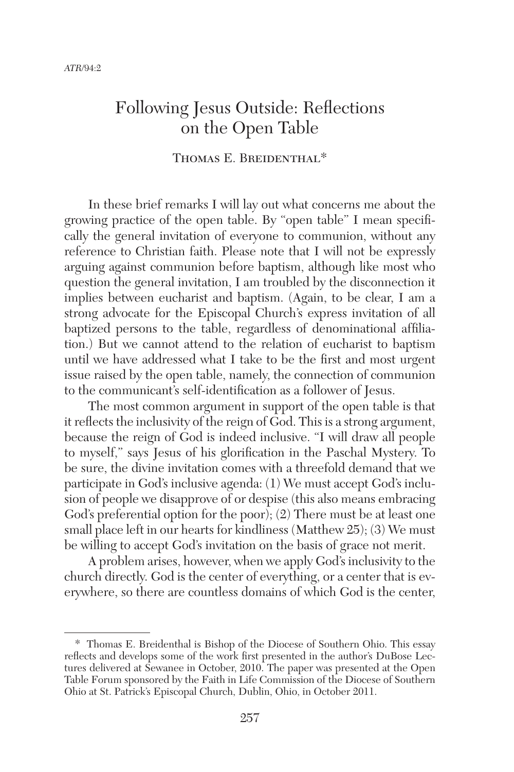# Following Jesus Outside: Reflections on the Open Table

Thomas E. Breidenthal*

In these brief remarks I will lay out what concerns me about the growing practice of the open table. By "open table" I mean specifically the general invitation of everyone to communion, without any reference to Christian faith. Please note that I will not be expressly arguing against communion before baptism, although like most who question the general invitation, I am troubled by the disconnection it implies between eucharist and baptism. (Again, to be clear, I am a strong advocate for the Episcopal Church's express invitation of all baptized persons to the table, regardless of denominational affiliation.) But we cannot attend to the relation of eucharist to baptism until we have addressed what I take to be the first and most urgent issue raised by the open table, namely, the connection of communion to the communicant's self-identification as a follower of Jesus.

The most common argument in support of the open table is that it reflects the inclusivity of the reign of God. This is a strong argument, because the reign of God is indeed inclusive. "I will draw all people to myself," says Jesus of his glorification in the Paschal Mystery. To be sure, the divine invitation comes with a threefold demand that we participate in God's inclusive agenda: (1) We must accept God's inclusion of people we disapprove of or despise (this also means embracing God's preferential option for the poor); (2) There must be at least one small place left in our hearts for kindliness (Matthew 25); (3) We must be willing to accept God's invitation on the basis of grace not merit.

A problem arises, however, when we apply God's inclusivity to the church directly. God is the center of everything, or a center that is everywhere, so there are countless domains of which God is the center,

---

\* Thomas E. Breidenthal is Bishop of the Diocese of Southern Ohio. This essay reflects and develops some of the work first presented in the author's DuBose Lectures delivered at Sewanee in October, 2010. The paper was presented at the Open Table Forum sponsored by the Faith in Life Commission of the Diocese of Southern Ohio at St. Patrick's Episcopal Church, Dublin, Ohio, in October 2011.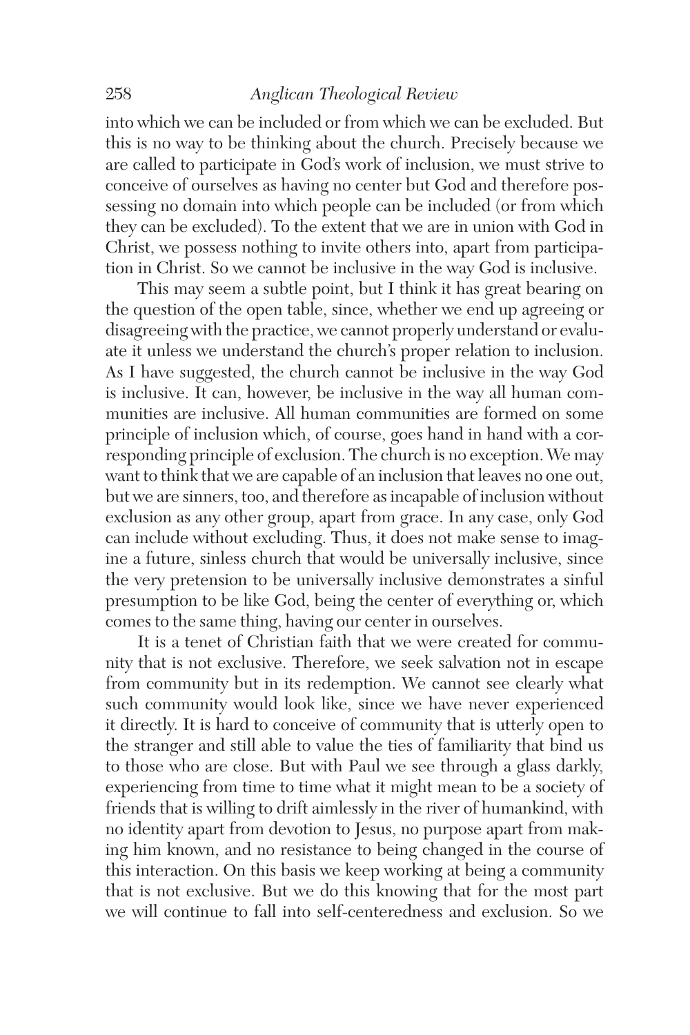into which we can be included or from which we can be excluded. But this is no way to be thinking about the church. Precisely because we are called to participate in God's work of inclusion, we must strive to conceive of ourselves as having no center but God and therefore possessing no domain into which people can be included (or from which they can be excluded). To the extent that we are in union with God in Christ, we possess nothing to invite others into, apart from participation in Christ. So we cannot be inclusive in the way God is inclusive.

This may seem a subtle point, but I think it has great bearing on the question of the open table, since, whether we end up agreeing or disagreeing with the practice, we cannot properly understand or evaluate it unless we understand the church's proper relation to inclusion. As I have suggested, the church cannot be inclusive in the way God is inclusive. It can, however, be inclusive in the way all human communities are inclusive. All human communities are formed on some principle of inclusion which, of course, goes hand in hand with a corresponding principle of exclusion. The church is no exception. We may want to think that we are capable of an inclusion that leaves no one out, but we are sinners, too, and therefore as incapable of inclusion without exclusion as any other group, apart from grace. In any case, only God can include without excluding. Thus, it does not make sense to imagine a future, sinless church that would be universally inclusive, since the very pretension to be universally inclusive demonstrates a sinful presumption to be like God, being the center of everything or, which comes to the same thing, having our center in ourselves.

It is a tenet of Christian faith that we were created for community that is not exclusive. Therefore, we seek salvation not in escape from community but in its redemption. We cannot see clearly what such community would look like, since we have never experienced it directly. It is hard to conceive of community that is utterly open to the stranger and still able to value the ties of familiarity that bind us to those who are close. But with Paul we see through a glass darkly, experiencing from time to time what it might mean to be a society of friends that is willing to drift aimlessly in the river of humankind, with no identity apart from devotion to Jesus, no purpose apart from making him known, and no resistance to being changed in the course of this interaction. On this basis we keep working at being a community that is not exclusive. But we do this knowing that for the most part we will continue to fall into self-centeredness and exclusion. So we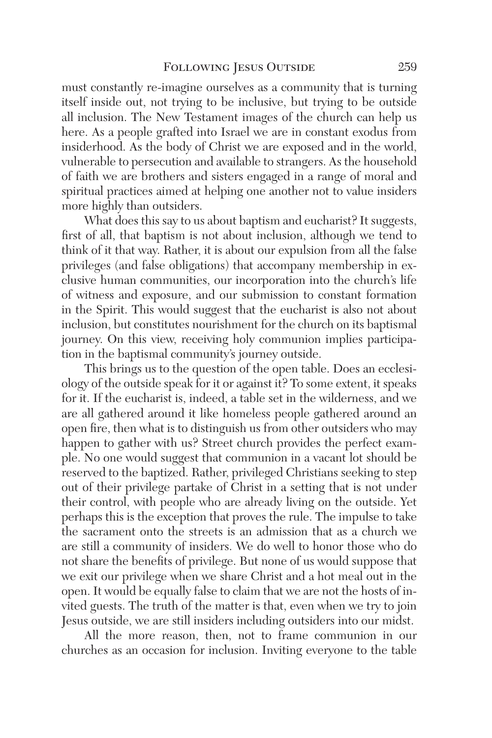must constantly re-imagine ourselves as a community that is turning itself inside out, not trying to be inclusive, but trying to be outside all inclusion. The New Testament images of the church can help us here. As a people grafted into Israel we are in constant exodus from insiderhood. As the body of Christ we are exposed and in the world, vulnerable to persecution and available to strangers. As the household of faith we are brothers and sisters engaged in a range of moral and spiritual practices aimed at helping one another not to value insiders more highly than outsiders.

What does this say to us about baptism and eucharist? It suggests, first of all, that baptism is not about inclusion, although we tend to think of it that way. Rather, it is about our expulsion from all the false privileges (and false obligations) that accompany membership in exclusive human communities, our incorporation into the church's life of witness and exposure, and our submission to constant formation in the Spirit. This would suggest that the eucharist is also not about inclusion, but constitutes nourishment for the church on its baptismal journey. On this view, receiving holy communion implies participation in the baptismal community's journey outside.

This brings us to the question of the open table. Does an ecclesiology of the outside speak for it or against it? To some extent, it speaks for it. If the eucharist is, indeed, a table set in the wilderness, and we are all gathered around it like homeless people gathered around an open fire, then what is to distinguish us from other outsiders who may happen to gather with us? Street church provides the perfect example. No one would suggest that communion in a vacant lot should be reserved to the baptized. Rather, privileged Christians seeking to step out of their privilege partake of Christ in a setting that is not under their control, with people who are already living on the outside. Yet perhaps this is the exception that proves the rule. The impulse to take the sacrament onto the streets is an admission that as a church we are still a community of insiders. We do well to honor those who do not share the benefits of privilege. But none of us would suppose that we exit our privilege when we share Christ and a hot meal out in the open. It would be equally false to claim that we are not the hosts of invited guests. The truth of the matter is that, even when we try to join Jesus outside, we are still insiders including outsiders into our midst.

All the more reason, then, not to frame communion in our churches as an occasion for inclusion. Inviting everyone to the table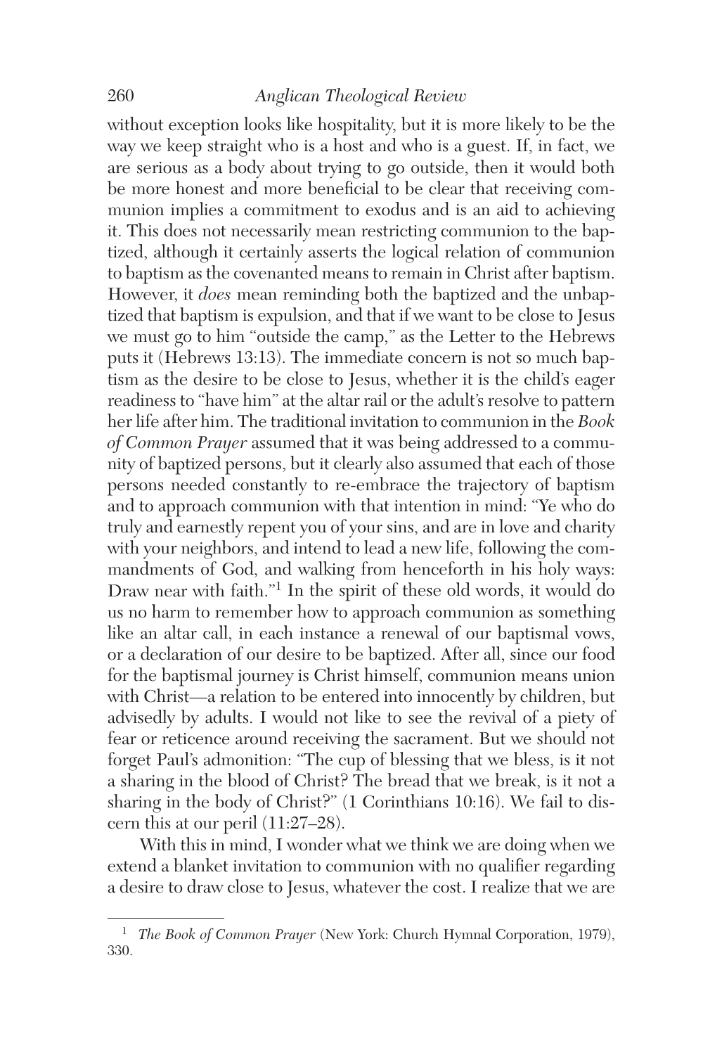without exception looks like hospitality, but it is more likely to be the way we keep straight who is a host and who is a guest. If, in fact, we are serious as a body about trying to go outside, then it would both be more honest and more beneficial to be clear that receiving communion implies a commitment to exodus and is an aid to achieving it. This does not necessarily mean restricting communion to the baptized, although it certainly asserts the logical relation of communion to baptism as the covenanted means to remain in Christ after baptism. However, it *does* mean reminding both the baptized and the unbaptized that baptism is expulsion, and that if we want to be close to Jesus we must go to him "outside the camp," as the Letter to the Hebrews puts it (Hebrews 13:13). The immediate concern is not so much baptism as the desire to be close to Jesus, whether it is the child's eager readiness to "have him" at the altar rail or the adult's resolve to pattern her life after him. The traditional invitation to communion in the *Book of Common Prayer* assumed that it was being addressed to a community of baptized persons, but it clearly also assumed that each of those persons needed constantly to re-embrace the trajectory of baptism and to approach communion with that intention in mind: "Ye who do truly and earnestly repent you of your sins, and are in love and charity with your neighbors, and intend to lead a new life, following the commandments of God, and walking from henceforth in his holy ways: Draw near with faith."[1] In the spirit of these old words, it would do us no harm to remember how to approach communion as something like an altar call, in each instance a renewal of our baptismal vows, or a declaration of our desire to be baptized. After all, since our food for the baptismal journey is Christ himself, communion means union with Christ—a relation to be entered into innocently by children, but advisedly by adults. I would not like to see the revival of a piety of fear or reticence around receiving the sacrament. But we should not forget Paul's admonition: "The cup of blessing that we bless, is it not a sharing in the blood of Christ? The bread that we break, is it not a sharing in the body of Christ?" (1 Corinthians 10:16). We fail to discern this at our peril (11:27–28).

With this in mind, I wonder what we think we are doing when we extend a blanket invitation to communion with no qualifier regarding a desire to draw close to Jesus, whatever the cost. I realize that we are

---

[1] *The Book of Common Prayer* (New York: Church Hymnal Corporation, 1979), 330.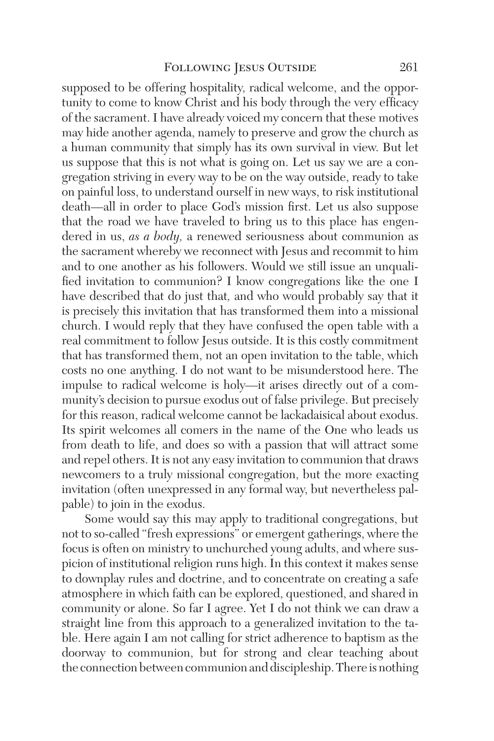supposed to be offering hospitality, radical welcome, and the opportunity to come to know Christ and his body through the very efficacy of the sacrament. I have already voiced my concern that these motives may hide another agenda, namely to preserve and grow the church as a human community that simply has its own survival in view. But let us suppose that this is not what is going on. Let us say we are a congregation striving in every way to be on the way outside, ready to take on painful loss, to understand ourself in new ways, to risk institutional death—all in order to place God's mission first. Let us also suppose that the road we have traveled to bring us to this place has engendered in us, *as a body,* a renewed seriousness about communion as the sacrament whereby we reconnect with Jesus and recommit to him and to one another as his followers. Would we still issue an unqualified invitation to communion? I know congregations like the one I have described that do just that, and who would probably say that it is precisely this invitation that has transformed them into a missional church. I would reply that they have confused the open table with a real commitment to follow Jesus outside. It is this costly commitment that has transformed them, not an open invitation to the table, which costs no one anything. I do not want to be misunderstood here. The impulse to radical welcome is holy—it arises directly out of a community's decision to pursue exodus out of false privilege. But precisely for this reason, radical welcome cannot be lackadaisical about exodus. Its spirit welcomes all comers in the name of the One who leads us from death to life, and does so with a passion that will attract some and repel others. It is not any easy invitation to communion that draws newcomers to a truly missional congregation, but the more exacting invitation (often unexpressed in any formal way, but nevertheless palpable) to join in the exodus.

Some would say this may apply to traditional congregations, but not to so-called "fresh expressions" or emergent gatherings, where the focus is often on ministry to unchurched young adults, and where suspicion of institutional religion runs high. In this context it makes sense to downplay rules and doctrine, and to concentrate on creating a safe atmosphere in which faith can be explored, questioned, and shared in community or alone. So far I agree. Yet I do not think we can draw a straight line from this approach to a generalized invitation to the table. Here again I am not calling for strict adherence to baptism as the doorway to communion, but for strong and clear teaching about the connection between communion and discipleship. There is nothing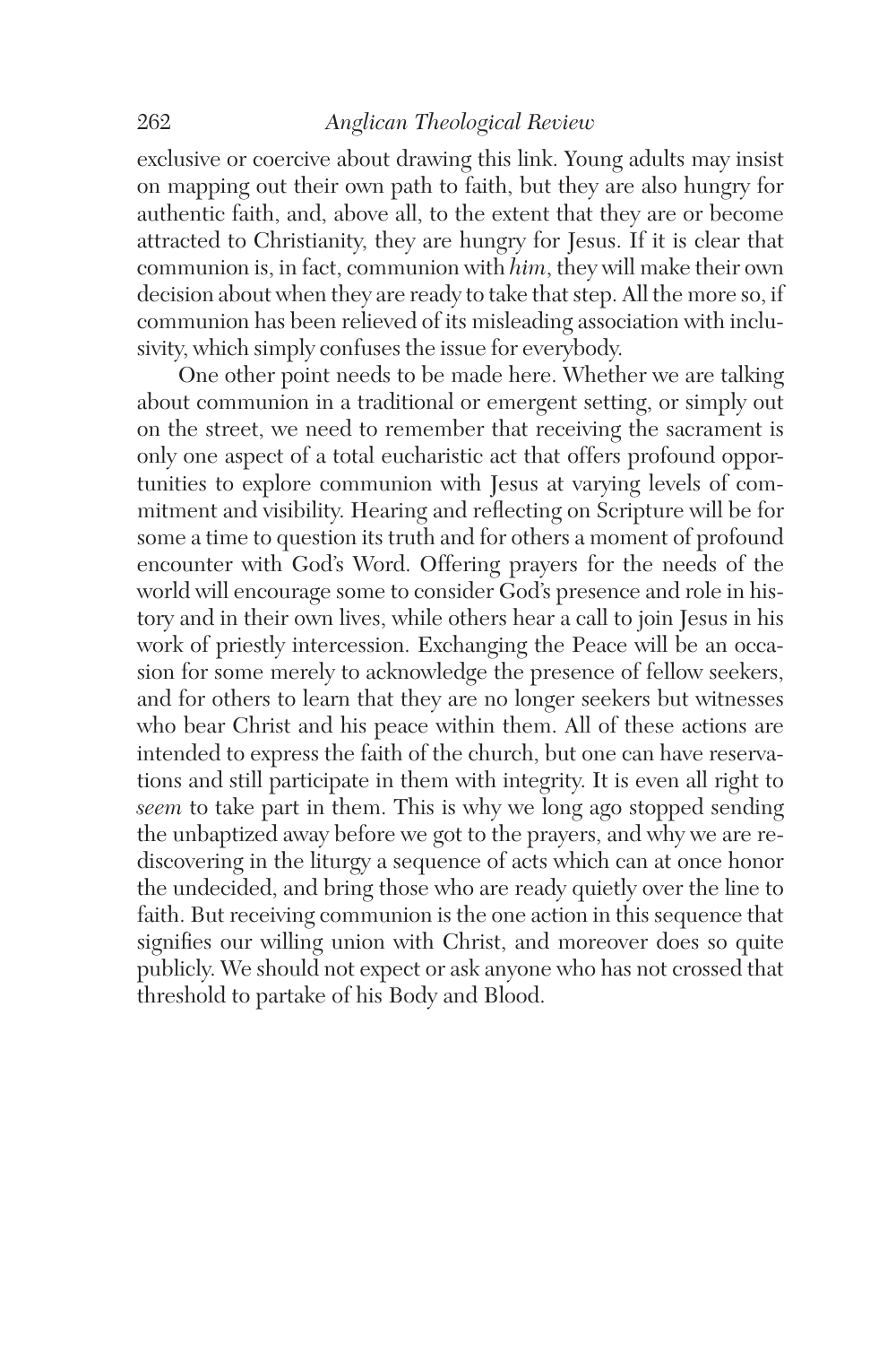exclusive or coercive about drawing this link. Young adults may insist on mapping out their own path to faith, but they are also hungry for authentic faith, and, above all, to the extent that they are or become attracted to Christianity, they are hungry for Jesus. If it is clear that communion is, in fact, communion with *him*, they will make their own decision about when they are ready to take that step. All the more so, if communion has been relieved of its misleading association with inclusivity, which simply confuses the issue for everybody.

One other point needs to be made here. Whether we are talking about communion in a traditional or emergent setting, or simply out on the street, we need to remember that receiving the sacrament is only one aspect of a total eucharistic act that offers profound opportunities to explore communion with Jesus at varying levels of commitment and visibility. Hearing and reflecting on Scripture will be for some a time to question its truth and for others a moment of profound encounter with God's Word. Offering prayers for the needs of the world will encourage some to consider God's presence and role in history and in their own lives, while others hear a call to join Jesus in his work of priestly intercession. Exchanging the Peace will be an occasion for some merely to acknowledge the presence of fellow seekers, and for others to learn that they are no longer seekers but witnesses who bear Christ and his peace within them. All of these actions are intended to express the faith of the church, but one can have reservations and still participate in them with integrity. It is even all right to *seem* to take part in them. This is why we long ago stopped sending the unbaptized away before we got to the prayers, and why we are rediscovering in the liturgy a sequence of acts which can at once honor the undecided, and bring those who are ready quietly over the line to faith. But receiving communion is the one action in this sequence that signifies our willing union with Christ, and moreover does so quite publicly. We should not expect or ask anyone who has not crossed that threshold to partake of his Body and Blood.